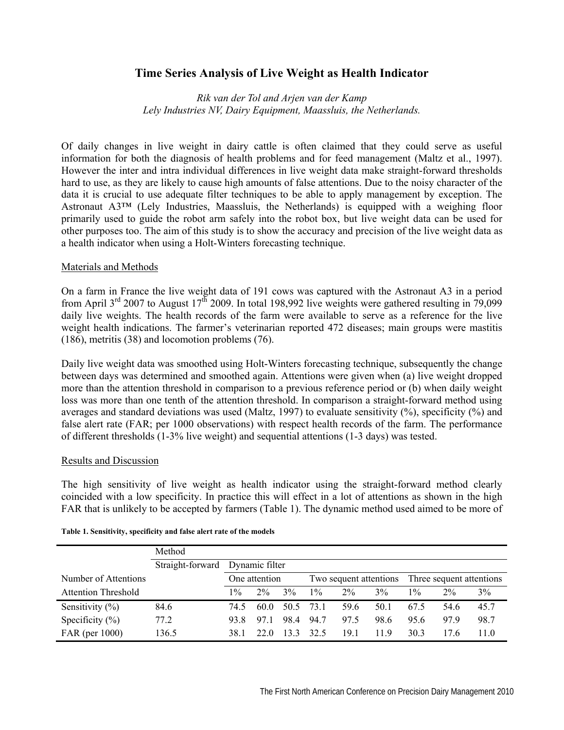# Time Series Analysis of Live Weight as Health Indicator

*Rik van der Tol and Arjen van der Kamp*
*Lely Industries NV, Dairy Equipment, Maassluis, the Netherlands.*

Of daily changes in live weight in dairy cattle is often claimed that they could serve as useful information for both the diagnosis of health problems and for feed management (Maltz et al., 1997). However the inter and intra individual differences in live weight data make straight-forward thresholds hard to use, as they are likely to cause high amounts of false attentions. Due to the noisy character of the data it is crucial to use adequate filter techniques to be able to apply management by exception. The Astronaut A3™ (Lely Industries, Maassluis, the Netherlands) is equipped with a weighing floor primarily used to guide the robot arm safely into the robot box, but live weight data can be used for other purposes too. The aim of this study is to show the accuracy and precision of the live weight data as a health indicator when using a Holt-Winters forecasting technique.

## Materials and Methods

On a farm in France the live weight data of 191 cows was captured with the Astronaut A3 in a period from April 3rd 2007 to August 17th 2009. In total 198,992 live weights were gathered resulting in 79,099 daily live weights. The health records of the farm were available to serve as a reference for the live weight health indications. The farmer's veterinarian reported 472 diseases; main groups were mastitis (186), metritis (38) and locomotion problems (76).

Daily live weight data was smoothed using Holt-Winters forecasting technique, subsequently the change between days was determined and smoothed again. Attentions were given when (a) live weight dropped more than the attention threshold in comparison to a previous reference period or (b) when daily weight loss was more than one tenth of the attention threshold. In comparison a straight-forward method using averages and standard deviations was used (Maltz, 1997) to evaluate sensitivity (%), specificity (%) and false alert rate (FAR; per 1000 observations) with respect health records of the farm. The performance of different thresholds (1-3% live weight) and sequential attentions (1-3 days) was tested.

## Results and Discussion

The high sensitivity of live weight as health indicator using the straight-forward method clearly coincided with a low specificity. In practice this will effect in a lot of attentions as shown in the high FAR that is unlikely to be accepted by farmers (Table 1). The dynamic method used aimed to be more of

**Table 1. Sensitivity, specificity and false alert rate of the models**

| | Method | | | | | | | | | |
|---|---|---|---|---|---|---|---|---|---|---|
| | Straight-forward | Dynamic filter | | | | | | | | |
| Number of Attentions | | One attention | | | Two sequent attentions | | | Three sequent attentions | | |
| Attention Threshold | | 1% | 2% | 3% | 1% | 2% | 3% | 1% | 2% | 3% |
| Sensitivity (%) | 84.6 | 74.5 | 60.0 | 50.5 | 73.1 | 59.6 | 50.1 | 67.5 | 54.6 | 45.7 |
| Specificity (%) | 77.2 | 93.8 | 97.1 | 98.4 | 94.7 | 97.5 | 98.6 | 95.6 | 97.9 | 98.7 |
| FAR (per 1000) | 136.5 | 38.1 | 22.0 | 13.3 | 32.5 | 19.1 | 11.9 | 30.3 | 17.6 | 11.0 |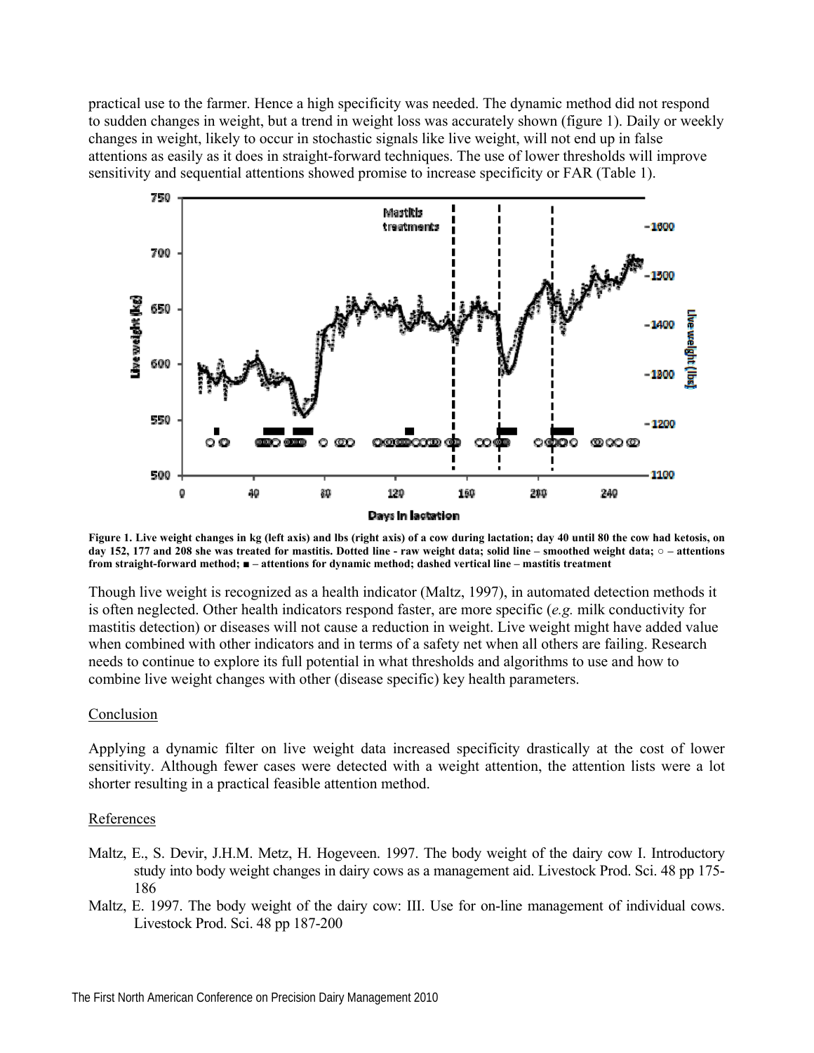practical use to the farmer. Hence a high specificity was needed. The dynamic method did not respond to sudden changes in weight, but a trend in weight loss was accurately shown (figure 1). Daily or weekly changes in weight, likely to occur in stochastic signals like live weight, will not end up in false attentions as easily as it does in straight-forward techniques. The use of lower thresholds will improve sensitivity and sequential attentions showed promise to increase specificity or FAR (Table 1).

Mastitis treatments

Live weight (kg)

750
700
650
600
550
500

Live weight (lbs)

1600
1500
1400
1300
1200
1100

0
40
80
120
160
200
240

Days in lactation

**Figure 1. Live weight changes in kg (left axis) and lbs (right axis) of a cow during lactation; day 40 until 80 the cow had ketosis, on day 152, 177 and 208 she was treated for mastitis. Dotted line - raw weight data; solid line – smoothed weight data; ○ – attentions from straight-forward method; ■ – attentions for dynamic method; dashed vertical line – mastitis treatment**

Though live weight is recognized as a health indicator (Maltz, 1997), in automated detection methods it is often neglected. Other health indicators respond faster, are more specific (*e.g.* milk conductivity for mastitis detection) or diseases will not cause a reduction in weight. Live weight might have added value when combined with other indicators and in terms of a safety net when all others are failing. Research needs to continue to explore its full potential in what thresholds and algorithms to use and how to combine live weight changes with other (disease specific) key health parameters.

## Conclusion

Applying a dynamic filter on live weight data increased specificity drastically at the cost of lower sensitivity. Although fewer cases were detected with a weight attention, the attention lists were a lot shorter resulting in a practical feasible attention method.

## References

Maltz, E., S. Devir, J.H.M. Metz, H. Hogeveen. 1997. The body weight of the dairy cow I. Introductory study into body weight changes in dairy cows as a management aid. Livestock Prod. Sci. 48 pp 175-186

Maltz, E. 1997. The body weight of the dairy cow: III. Use for on-line management of individual cows. Livestock Prod. Sci. 48 pp 187-200